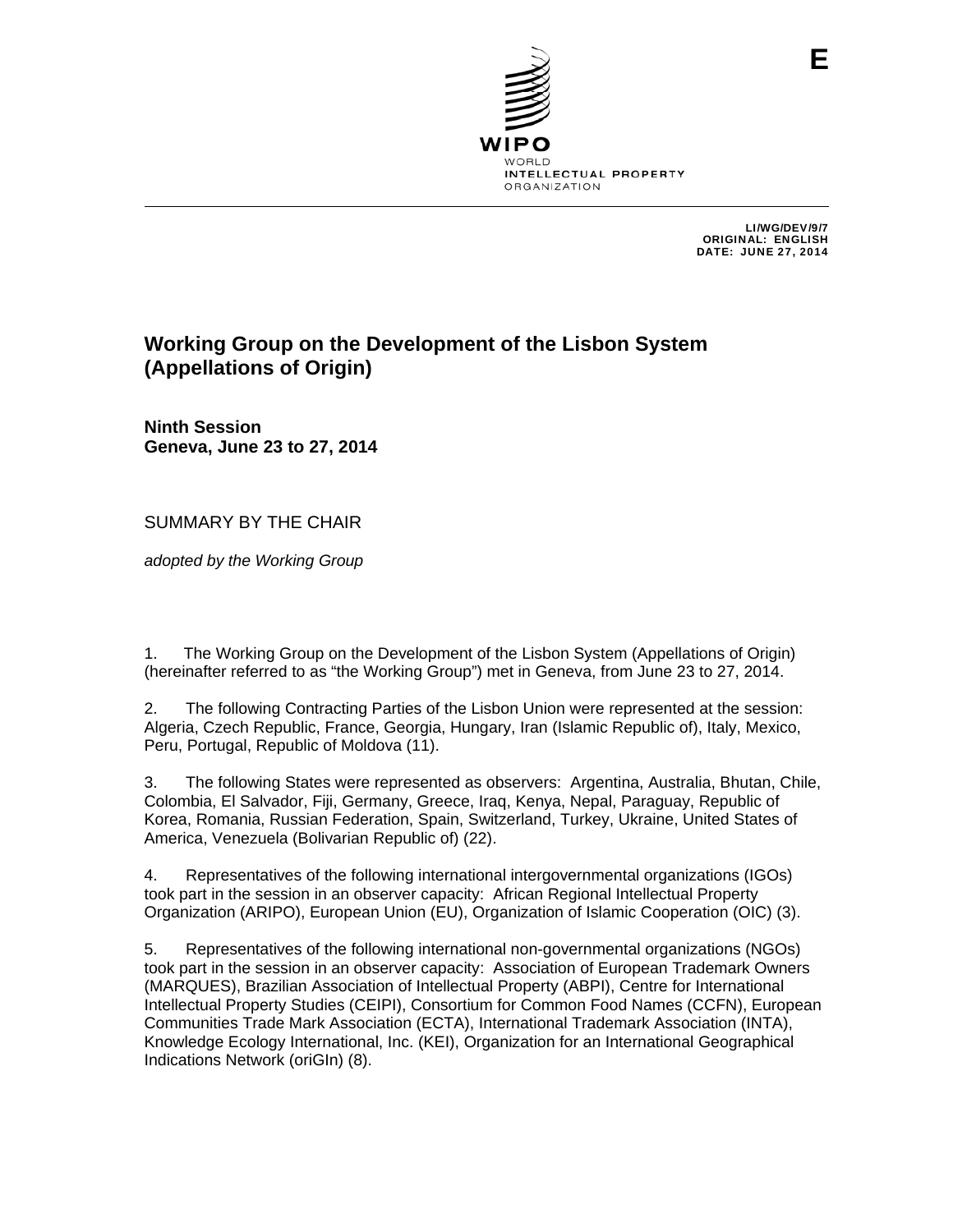E

WIPO
WORLD
INTELLECTUAL PROPERTY
ORGANIZATION

LI/WG/DEV/9/7
ORIGINAL: ENGLISH
DATE: JUNE 27, 2014

# Working Group on the Development of the Lisbon System (Appellations of Origin)

**Ninth Session**
**Geneva, June 23 to 27, 2014**

SUMMARY BY THE CHAIR

*adopted by the Working Group*

1. The Working Group on the Development of the Lisbon System (Appellations of Origin) (hereinafter referred to as "the Working Group") met in Geneva, from June 23 to 27, 2014.

2. The following Contracting Parties of the Lisbon Union were represented at the session: Algeria, Czech Republic, France, Georgia, Hungary, Iran (Islamic Republic of), Italy, Mexico, Peru, Portugal, Republic of Moldova (11).

3. The following States were represented as observers: Argentina, Australia, Bhutan, Chile, Colombia, El Salvador, Fiji, Germany, Greece, Iraq, Kenya, Nepal, Paraguay, Republic of Korea, Romania, Russian Federation, Spain, Switzerland, Turkey, Ukraine, United States of America, Venezuela (Bolivarian Republic of) (22).

4. Representatives of the following international intergovernmental organizations (IGOs) took part in the session in an observer capacity: African Regional Intellectual Property Organization (ARIPO), European Union (EU), Organization of Islamic Cooperation (OIC) (3).

5. Representatives of the following international non-governmental organizations (NGOs) took part in the session in an observer capacity: Association of European Trademark Owners (MARQUES), Brazilian Association of Intellectual Property (ABPI), Centre for International Intellectual Property Studies (CEIPI), Consortium for Common Food Names (CCFN), European Communities Trade Mark Association (ECTA), International Trademark Association (INTA), Knowledge Ecology International, Inc. (KEI), Organization for an International Geographical Indications Network (oriGIn) (8).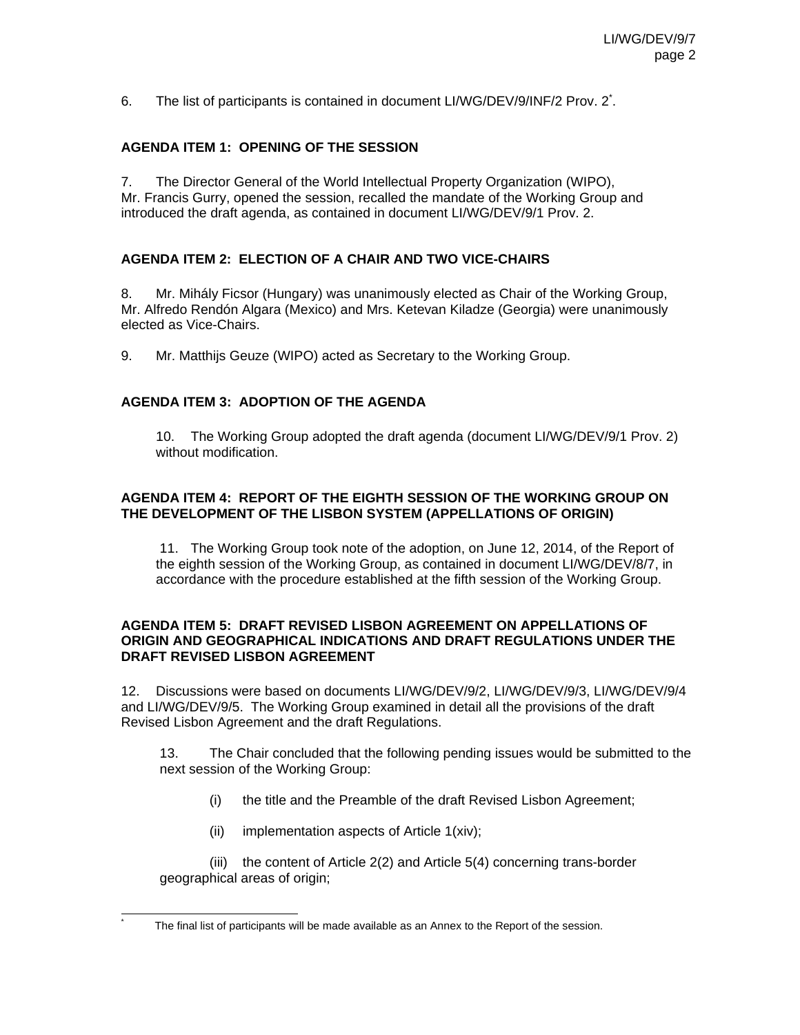6. The list of participants is contained in document LI/WG/DEV/9/INF/2 Prov. 2*.

## AGENDA ITEM 1: OPENING OF THE SESSION

7. The Director General of the World Intellectual Property Organization (WIPO), Mr. Francis Gurry, opened the session, recalled the mandate of the Working Group and introduced the draft agenda, as contained in document LI/WG/DEV/9/1 Prov. 2.

## AGENDA ITEM 2: ELECTION OF A CHAIR AND TWO VICE-CHAIRS

8. Mr. Mihály Ficsor (Hungary) was unanimously elected as Chair of the Working Group, Mr. Alfredo Rendón Algara (Mexico) and Mrs. Ketevan Kiladze (Georgia) were unanimously elected as Vice-Chairs.

9. Mr. Matthijs Geuze (WIPO) acted as Secretary to the Working Group.

## AGENDA ITEM 3: ADOPTION OF THE AGENDA

> 10. The Working Group adopted the draft agenda (document LI/WG/DEV/9/1 Prov. 2) without modification.

## AGENDA ITEM 4: REPORT OF THE EIGHTH SESSION OF THE WORKING GROUP ON THE DEVELOPMENT OF THE LISBON SYSTEM (APPELLATIONS OF ORIGIN)

> 11. The Working Group took note of the adoption, on June 12, 2014, of the Report of the eighth session of the Working Group, as contained in document LI/WG/DEV/8/7, in accordance with the procedure established at the fifth session of the Working Group.

## AGENDA ITEM 5: DRAFT REVISED LISBON AGREEMENT ON APPELLATIONS OF ORIGIN AND GEOGRAPHICAL INDICATIONS AND DRAFT REGULATIONS UNDER THE DRAFT REVISED LISBON AGREEMENT

12. Discussions were based on documents LI/WG/DEV/9/2, LI/WG/DEV/9/3, LI/WG/DEV/9/4 and LI/WG/DEV/9/5. The Working Group examined in detail all the provisions of the draft Revised Lisbon Agreement and the draft Regulations.

> 13. The Chair concluded that the following pending issues would be submitted to the next session of the Working Group:
>
> (i) the title and the Preamble of the draft Revised Lisbon Agreement;
>
> (ii) implementation aspects of Article 1(xiv);
>
> (iii) the content of Article 2(2) and Article 5(4) concerning trans-border geographical areas of origin;

* The final list of participants will be made available as an Annex to the Report of the session.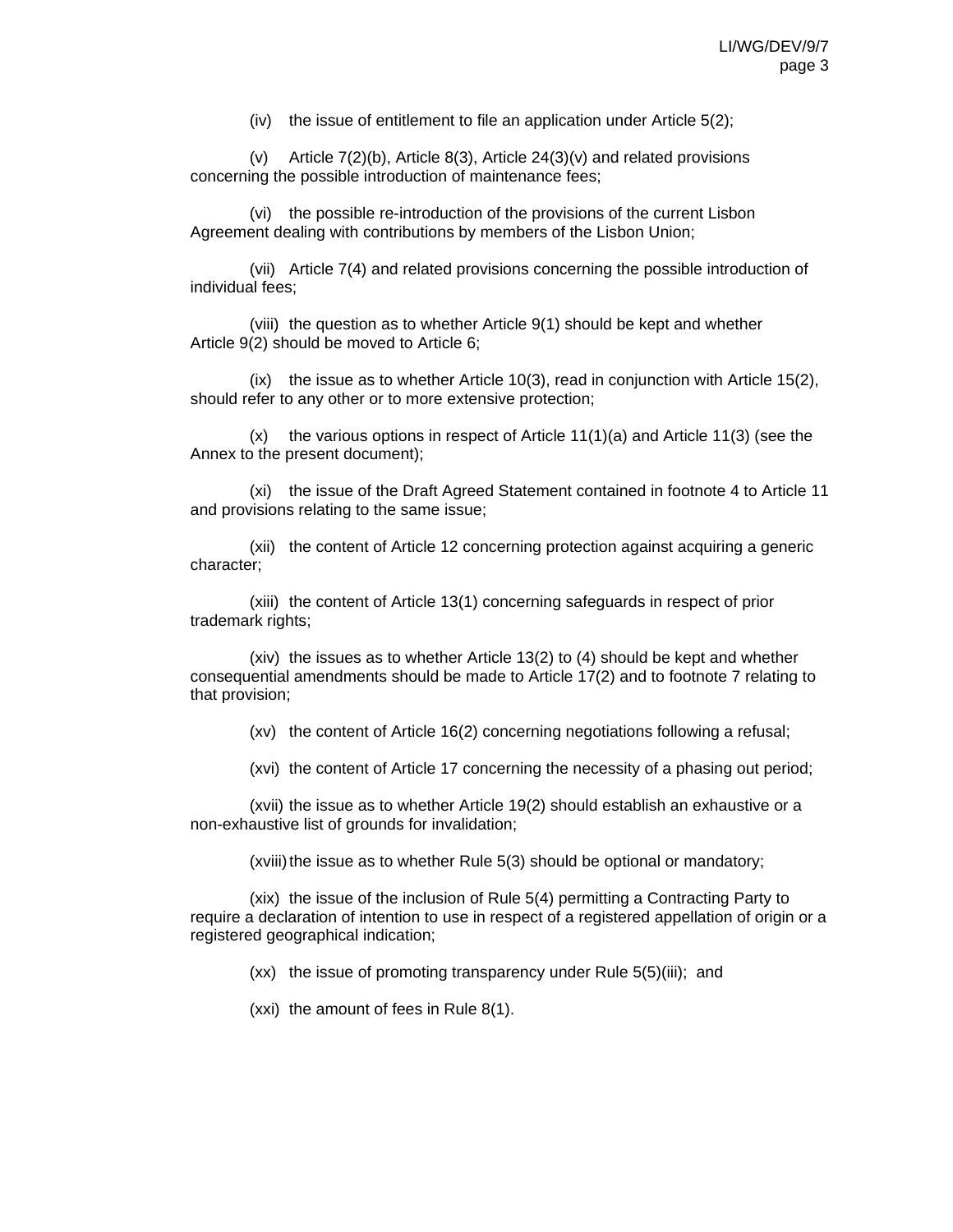(iv) the issue of entitlement to file an application under Article 5(2);

(v) Article 7(2)(b), Article 8(3), Article 24(3)(v) and related provisions concerning the possible introduction of maintenance fees;

(vi) the possible re-introduction of the provisions of the current Lisbon Agreement dealing with contributions by members of the Lisbon Union;

(vii) Article 7(4) and related provisions concerning the possible introduction of individual fees;

(viii) the question as to whether Article 9(1) should be kept and whether Article 9(2) should be moved to Article 6;

(ix) the issue as to whether Article 10(3), read in conjunction with Article 15(2), should refer to any other or to more extensive protection;

(x) the various options in respect of Article 11(1)(a) and Article 11(3) (see the Annex to the present document);

(xi) the issue of the Draft Agreed Statement contained in footnote 4 to Article 11 and provisions relating to the same issue;

(xii) the content of Article 12 concerning protection against acquiring a generic character;

(xiii) the content of Article 13(1) concerning safeguards in respect of prior trademark rights;

(xiv) the issues as to whether Article 13(2) to (4) should be kept and whether consequential amendments should be made to Article 17(2) and to footnote 7 relating to that provision;

(xv) the content of Article 16(2) concerning negotiations following a refusal;

(xvi) the content of Article 17 concerning the necessity of a phasing out period;

(xvii) the issue as to whether Article 19(2) should establish an exhaustive or a non-exhaustive list of grounds for invalidation;

(xviii) the issue as to whether Rule 5(3) should be optional or mandatory;

(xix) the issue of the inclusion of Rule 5(4) permitting a Contracting Party to require a declaration of intention to use in respect of a registered appellation of origin or a registered geographical indication;

(xx) the issue of promoting transparency under Rule 5(5)(iii); and

(xxi) the amount of fees in Rule 8(1).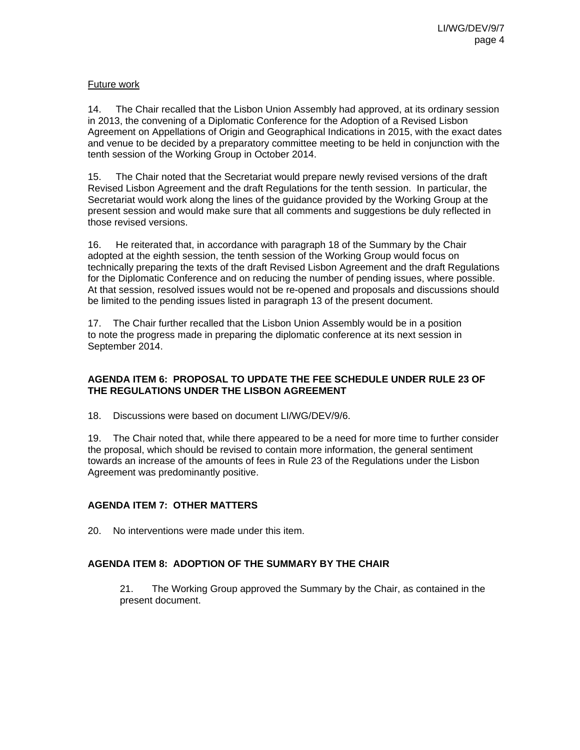Future work

14. The Chair recalled that the Lisbon Union Assembly had approved, at its ordinary session in 2013, the convening of a Diplomatic Conference for the Adoption of a Revised Lisbon Agreement on Appellations of Origin and Geographical Indications in 2015, with the exact dates and venue to be decided by a preparatory committee meeting to be held in conjunction with the tenth session of the Working Group in October 2014.

15. The Chair noted that the Secretariat would prepare newly revised versions of the draft Revised Lisbon Agreement and the draft Regulations for the tenth session. In particular, the Secretariat would work along the lines of the guidance provided by the Working Group at the present session and would make sure that all comments and suggestions be duly reflected in those revised versions.

16. He reiterated that, in accordance with paragraph 18 of the Summary by the Chair adopted at the eighth session, the tenth session of the Working Group would focus on technically preparing the texts of the draft Revised Lisbon Agreement and the draft Regulations for the Diplomatic Conference and on reducing the number of pending issues, where possible. At that session, resolved issues would not be re-opened and proposals and discussions should be limited to the pending issues listed in paragraph 13 of the present document.

17. The Chair further recalled that the Lisbon Union Assembly would be in a position to note the progress made in preparing the diplomatic conference at its next session in September 2014.

## AGENDA ITEM 6: PROPOSAL TO UPDATE THE FEE SCHEDULE UNDER RULE 23 OF THE REGULATIONS UNDER THE LISBON AGREEMENT

18. Discussions were based on document LI/WG/DEV/9/6.

19. The Chair noted that, while there appeared to be a need for more time to further consider the proposal, which should be revised to contain more information, the general sentiment towards an increase of the amounts of fees in Rule 23 of the Regulations under the Lisbon Agreement was predominantly positive.

## AGENDA ITEM 7: OTHER MATTERS

20. No interventions were made under this item.

## AGENDA ITEM 8: ADOPTION OF THE SUMMARY BY THE CHAIR

> 21. The Working Group approved the Summary by the Chair, as contained in the present document.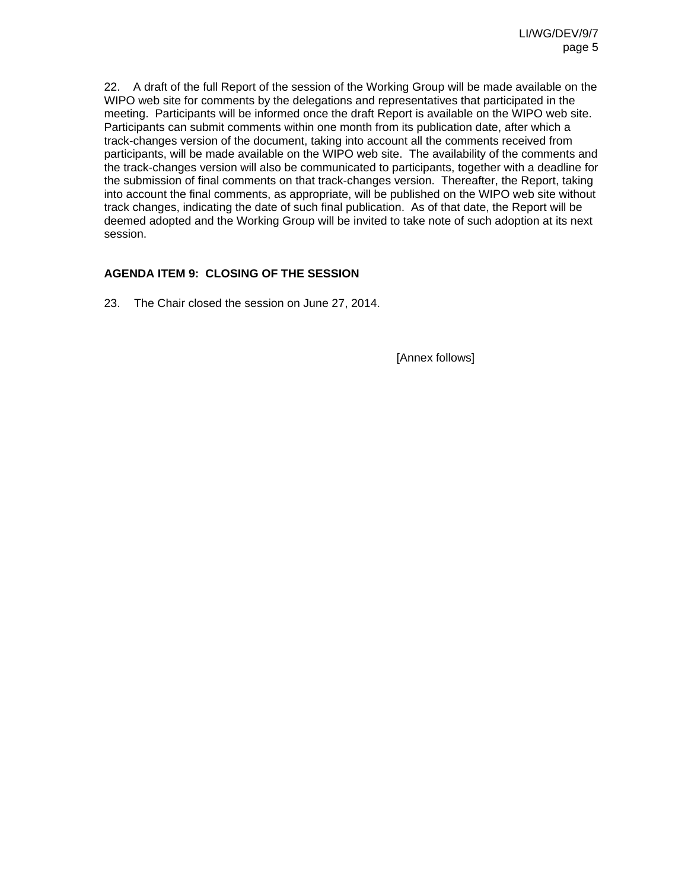22. A draft of the full Report of the session of the Working Group will be made available on the WIPO web site for comments by the delegations and representatives that participated in the meeting. Participants will be informed once the draft Report is available on the WIPO web site. Participants can submit comments within one month from its publication date, after which a track-changes version of the document, taking into account all the comments received from participants, will be made available on the WIPO web site. The availability of the comments and the track-changes version will also be communicated to participants, together with a deadline for the submission of final comments on that track-changes version. Thereafter, the Report, taking into account the final comments, as appropriate, will be published on the WIPO web site without track changes, indicating the date of such final publication. As of that date, the Report will be deemed adopted and the Working Group will be invited to take note of such adoption at its next session.

**AGENDA ITEM 9: CLOSING OF THE SESSION**

23. The Chair closed the session on June 27, 2014.

[Annex follows]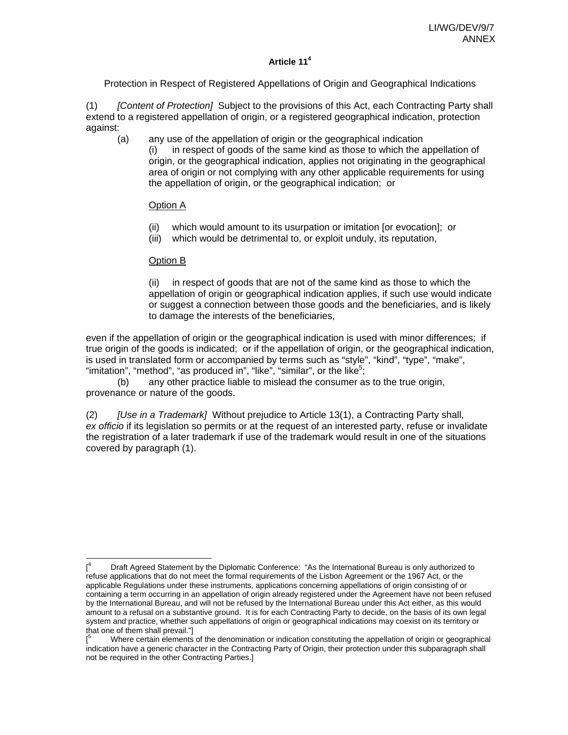**Article 11[4]**

Protection in Respect of Registered Appellations of Origin and Geographical Indications

(1) *[Content of Protection]* Subject to the provisions of this Act, each Contracting Party shall extend to a registered appellation of origin, or a registered geographical indication, protection against:

(a) any use of the appellation of origin or the geographical indication

(i) in respect of goods of the same kind as those to which the appellation of origin, or the geographical indication, applies not originating in the geographical area of origin or not complying with any other applicable requirements for using the appellation of origin, or the geographical indication; or

Option A

(ii) which would amount to its usurpation or imitation [or evocation]; or
(iii) which would be detrimental to, or exploit unduly, its reputation,

Option B

(ii) in respect of goods that are not of the same kind as those to which the appellation of origin or geographical indication applies, if such use would indicate or suggest a connection between those goods and the beneficiaries, and is likely to damage the interests of the beneficiaries,

even if the appellation of origin or the geographical indication is used with minor differences; if true origin of the goods is indicated; or if the appellation of origin, or the geographical indication, is used in translated form or accompanied by terms such as "style", "kind", "type", "make", "imitation", "method", "as produced in", "like", "similar", or the like[5];

(b) any other practice liable to mislead the consumer as to the true origin, provenance or nature of the goods.

(2) *[Use in a Trademark]* Without prejudice to Article 13(1), a Contracting Party shall, *ex officio* if its legislation so permits or at the request of an interested party, refuse or invalidate the registration of a later trademark if use of the trademark would result in one of the situations covered by paragraph (1).

---

[[4] Draft Agreed Statement by the Diplomatic Conference: "As the International Bureau is only authorized to refuse applications that do not meet the formal requirements of the Lisbon Agreement or the 1967 Act, or the applicable Regulations under these instruments, applications concerning appellations of origin consisting of or containing a term occurring in an appellation of origin already registered under the Agreement have not been refused by the International Bureau, and will not be refused by the International Bureau under this Act either, as this would amount to a refusal on a substantive ground. It is for each Contracting Party to decide, on the basis of its own legal system and practice, whether such appellations of origin or geographical indications may coexist on its territory or that one of them shall prevail."]

[[5] Where certain elements of the denomination or indication constituting the appellation of origin or geographical indication have a generic character in the Contracting Party of Origin, their protection under this subparagraph shall not be required in the other Contracting Parties.]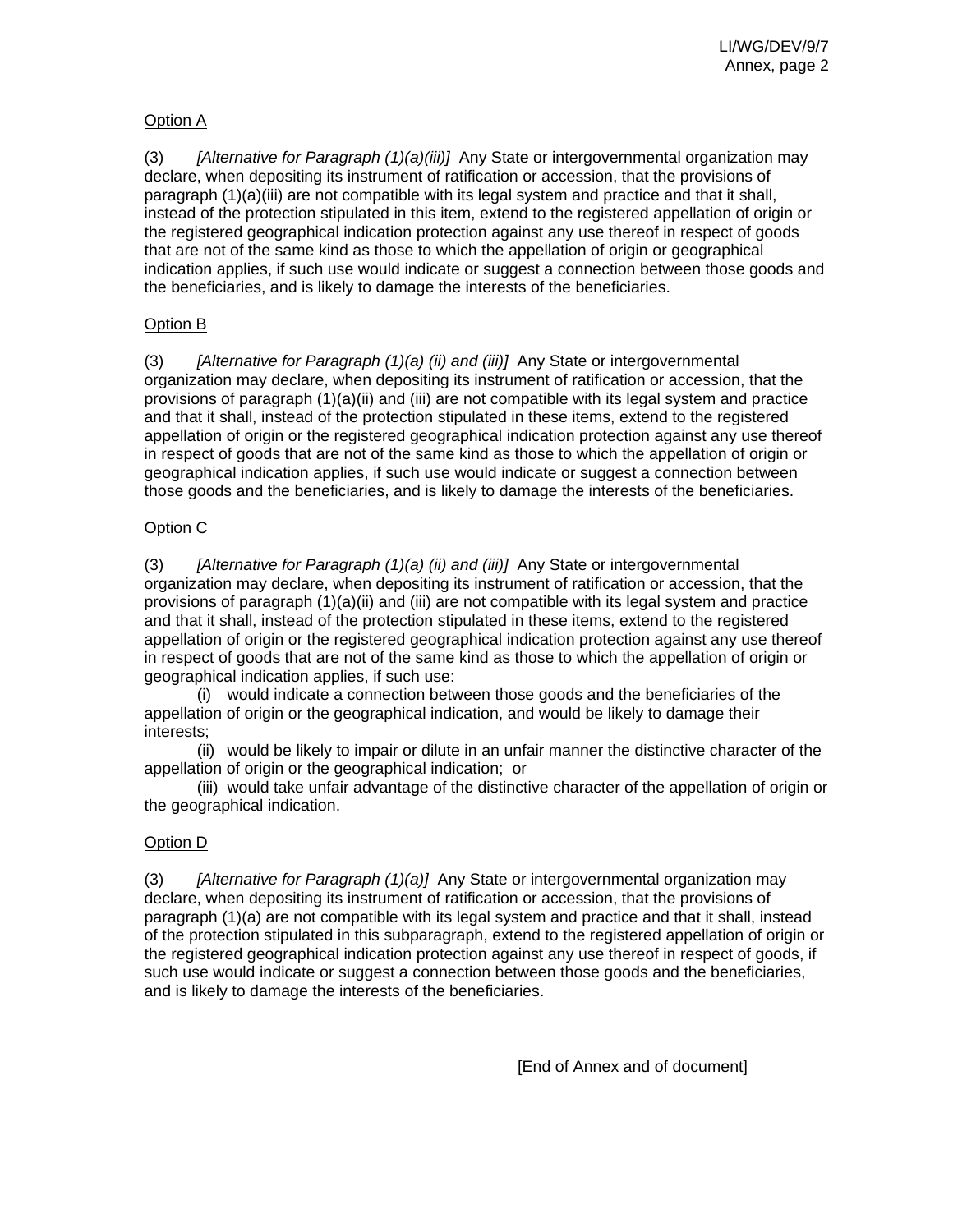Option A

(3) *[Alternative for Paragraph (1)(a)(iii)]* Any State or intergovernmental organization may declare, when depositing its instrument of ratification or accession, that the provisions of paragraph (1)(a)(iii) are not compatible with its legal system and practice and that it shall, instead of the protection stipulated in this item, extend to the registered appellation of origin or the registered geographical indication protection against any use thereof in respect of goods that are not of the same kind as those to which the appellation of origin or geographical indication applies, if such use would indicate or suggest a connection between those goods and the beneficiaries, and is likely to damage the interests of the beneficiaries.

Option B

(3) *[Alternative for Paragraph (1)(a) (ii) and (iii)]* Any State or intergovernmental organization may declare, when depositing its instrument of ratification or accession, that the provisions of paragraph (1)(a)(ii) and (iii) are not compatible with its legal system and practice and that it shall, instead of the protection stipulated in these items, extend to the registered appellation of origin or the registered geographical indication protection against any use thereof in respect of goods that are not of the same kind as those to which the appellation of origin or geographical indication applies, if such use would indicate or suggest a connection between those goods and the beneficiaries, and is likely to damage the interests of the beneficiaries.

Option C

(3) *[Alternative for Paragraph (1)(a) (ii) and (iii)]* Any State or intergovernmental organization may declare, when depositing its instrument of ratification or accession, that the provisions of paragraph (1)(a)(ii) and (iii) are not compatible with its legal system and practice and that it shall, instead of the protection stipulated in these items, extend to the registered appellation of origin or the registered geographical indication protection against any use thereof in respect of goods that are not of the same kind as those to which the appellation of origin or geographical indication applies, if such use:

(i) would indicate a connection between those goods and the beneficiaries of the appellation of origin or the geographical indication, and would be likely to damage their interests;

(ii) would be likely to impair or dilute in an unfair manner the distinctive character of the appellation of origin or the geographical indication; or

(iii) would take unfair advantage of the distinctive character of the appellation of origin or the geographical indication.

Option D

(3) *[Alternative for Paragraph (1)(a)]* Any State or intergovernmental organization may declare, when depositing its instrument of ratification or accession, that the provisions of paragraph (1)(a) are not compatible with its legal system and practice and that it shall, instead of the protection stipulated in this subparagraph, extend to the registered appellation of origin or the registered geographical indication protection against any use thereof in respect of goods, if such use would indicate or suggest a connection between those goods and the beneficiaries, and is likely to damage the interests of the beneficiaries.

[End of Annex and of document]